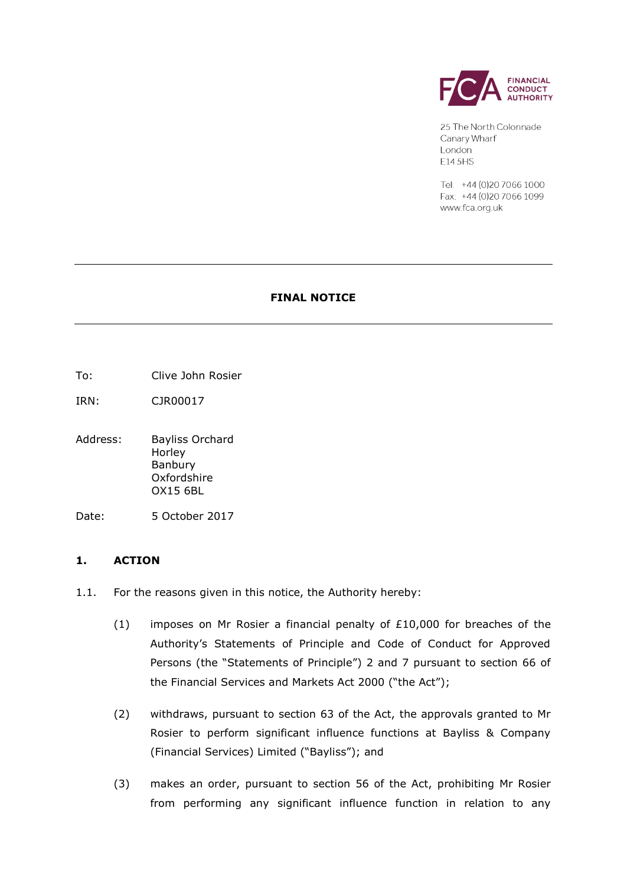FINANCIAL CONDUCT AUTHORITY

25 The North Colonnade
Canary Wharf
London
E14 5HS

Tel: +44 (0)20 7066 1000
Fax: +44 (0)20 7066 1099
www.fca.org.uk

---

# FINAL NOTICE

---

To: Clive John Rosier

IRN: CJR00017

Address: Bayliss Orchard
Horley
Banbury
Oxfordshire
OX15 6BL

Date: 5 October 2017

## 1. ACTION

1.1. For the reasons given in this notice, the Authority hereby:

(1) imposes on Mr Rosier a financial penalty of £10,000 for breaches of the Authority's Statements of Principle and Code of Conduct for Approved Persons (the "Statements of Principle") 2 and 7 pursuant to section 66 of the Financial Services and Markets Act 2000 ("the Act");

(2) withdraws, pursuant to section 63 of the Act, the approvals granted to Mr Rosier to perform significant influence functions at Bayliss & Company (Financial Services) Limited ("Bayliss"); and

(3) makes an order, pursuant to section 56 of the Act, prohibiting Mr Rosier from performing any significant influence function in relation to any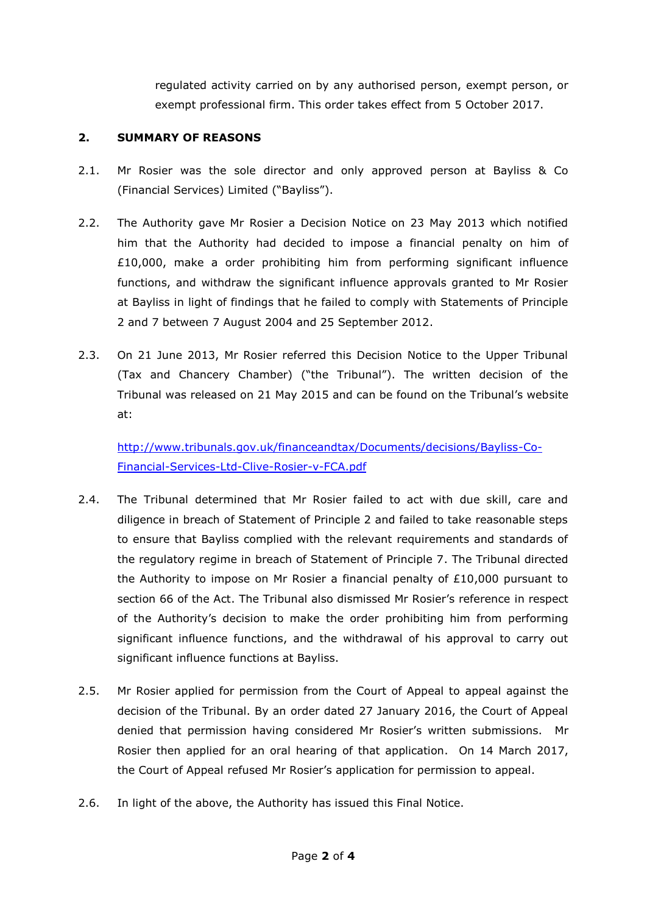regulated activity carried on by any authorised person, exempt person, or exempt professional firm. This order takes effect from 5 October 2017.

## 2. SUMMARY OF REASONS

2.1. Mr Rosier was the sole director and only approved person at Bayliss & Co (Financial Services) Limited ("Bayliss").

2.2. The Authority gave Mr Rosier a Decision Notice on 23 May 2013 which notified him that the Authority had decided to impose a financial penalty on him of £10,000, make a order prohibiting him from performing significant influence functions, and withdraw the significant influence approvals granted to Mr Rosier at Bayliss in light of findings that he failed to comply with Statements of Principle 2 and 7 between 7 August 2004 and 25 September 2012.

2.3. On 21 June 2013, Mr Rosier referred this Decision Notice to the Upper Tribunal (Tax and Chancery Chamber) ("the Tribunal"). The written decision of the Tribunal was released on 21 May 2015 and can be found on the Tribunal's website at:

http://www.tribunals.gov.uk/financeandtax/Documents/decisions/Bayliss-Co-Financial-Services-Ltd-Clive-Rosier-v-FCA.pdf

2.4. The Tribunal determined that Mr Rosier failed to act with due skill, care and diligence in breach of Statement of Principle 2 and failed to take reasonable steps to ensure that Bayliss complied with the relevant requirements and standards of the regulatory regime in breach of Statement of Principle 7. The Tribunal directed the Authority to impose on Mr Rosier a financial penalty of £10,000 pursuant to section 66 of the Act. The Tribunal also dismissed Mr Rosier's reference in respect of the Authority's decision to make the order prohibiting him from performing significant influence functions, and the withdrawal of his approval to carry out significant influence functions at Bayliss.

2.5. Mr Rosier applied for permission from the Court of Appeal to appeal against the decision of the Tribunal. By an order dated 27 January 2016, the Court of Appeal denied that permission having considered Mr Rosier's written submissions. Mr Rosier then applied for an oral hearing of that application. On 14 March 2017, the Court of Appeal refused Mr Rosier's application for permission to appeal.

2.6. In light of the above, the Authority has issued this Final Notice.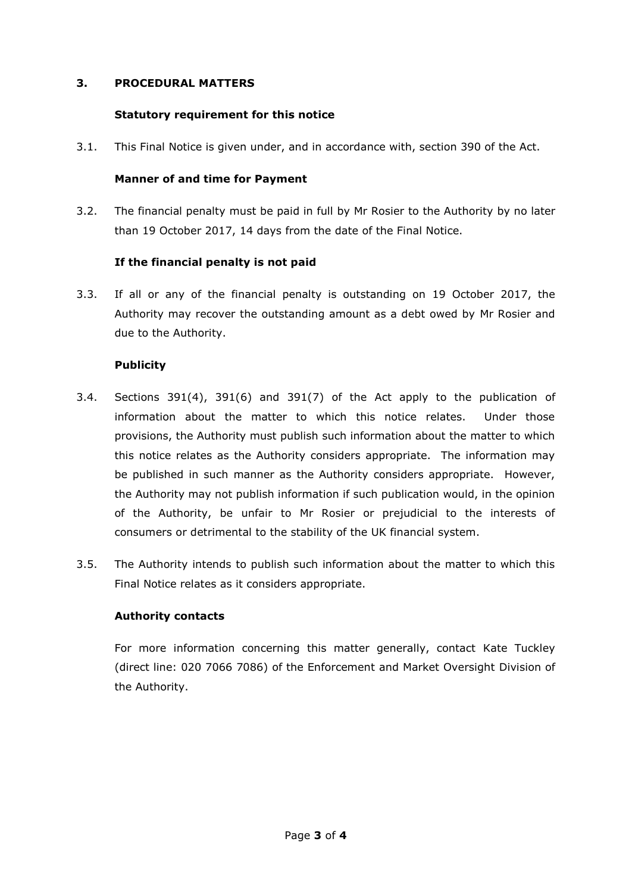## 3. PROCEDURAL MATTERS

### Statutory requirement for this notice

3.1. This Final Notice is given under, and in accordance with, section 390 of the Act.

### Manner of and time for Payment

3.2. The financial penalty must be paid in full by Mr Rosier to the Authority by no later than 19 October 2017, 14 days from the date of the Final Notice.

### If the financial penalty is not paid

3.3. If all or any of the financial penalty is outstanding on 19 October 2017, the Authority may recover the outstanding amount as a debt owed by Mr Rosier and due to the Authority.

### Publicity

3.4. Sections 391(4), 391(6) and 391(7) of the Act apply to the publication of information about the matter to which this notice relates. Under those provisions, the Authority must publish such information about the matter to which this notice relates as the Authority considers appropriate. The information may be published in such manner as the Authority considers appropriate. However, the Authority may not publish information if such publication would, in the opinion of the Authority, be unfair to Mr Rosier or prejudicial to the interests of consumers or detrimental to the stability of the UK financial system.

3.5. The Authority intends to publish such information about the matter to which this Final Notice relates as it considers appropriate.

### Authority contacts

For more information concerning this matter generally, contact Kate Tuckley (direct line: 020 7066 7086) of the Enforcement and Market Oversight Division of the Authority.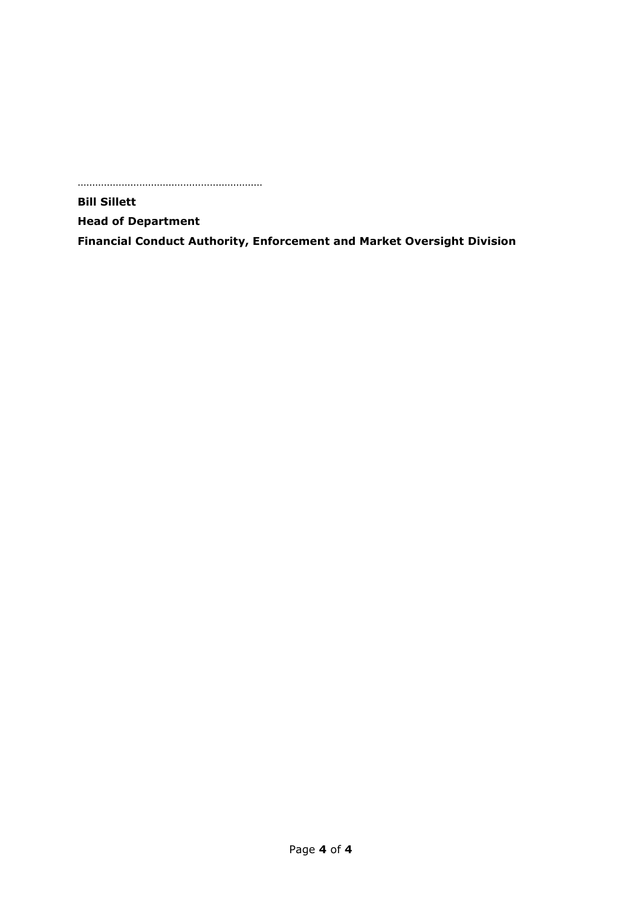…………………………………………………………

**Bill Sillett**

**Head of Department**

**Financial Conduct Authority, Enforcement and Market Oversight Division**